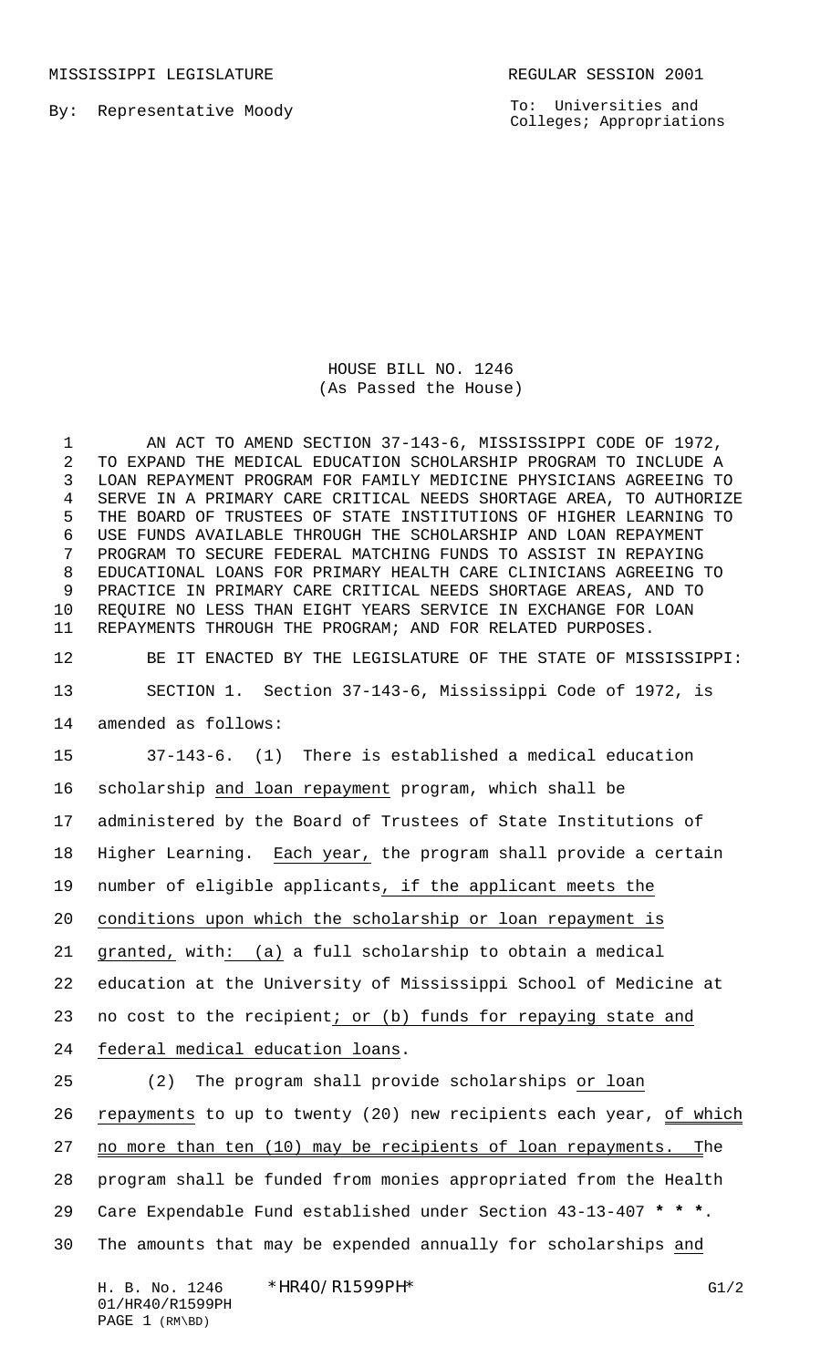MISSISSIPPI LEGISLATURE REGULAR SESSION 2001

By: Representative Moody

To: Universities and Colleges; Appropriations

HOUSE BILL NO. 1246
(As Passed the House)

AN ACT TO AMEND SECTION 37-143-6, MISSISSIPPI CODE OF 1972, TO EXPAND THE MEDICAL EDUCATION SCHOLARSHIP PROGRAM TO INCLUDE A LOAN REPAYMENT PROGRAM FOR FAMILY MEDICINE PHYSICIANS AGREEING TO SERVE IN A PRIMARY CARE CRITICAL NEEDS SHORTAGE AREA, TO AUTHORIZE THE BOARD OF TRUSTEES OF STATE INSTITUTIONS OF HIGHER LEARNING TO USE FUNDS AVAILABLE THROUGH THE SCHOLARSHIP AND LOAN REPAYMENT PROGRAM TO SECURE FEDERAL MATCHING FUNDS TO ASSIST IN REPAYING EDUCATIONAL LOANS FOR PRIMARY HEALTH CARE CLINICIANS AGREEING TO PRACTICE IN PRIMARY CARE CRITICAL NEEDS SHORTAGE AREAS, AND TO REQUIRE NO LESS THAN EIGHT YEARS SERVICE IN EXCHANGE FOR LOAN REPAYMENTS THROUGH THE PROGRAM; AND FOR RELATED PURPOSES.

BE IT ENACTED BY THE LEGISLATURE OF THE STATE OF MISSISSIPPI:

SECTION 1. Section 37-143-6, Mississippi Code of 1972, is amended as follows:

37-143-6. (1) There is established a medical education scholarship and loan repayment program, which shall be administered by the Board of Trustees of State Institutions of Higher Learning. Each year, the program shall provide a certain number of eligible applicants, if the applicant meets the conditions upon which the scholarship or loan repayment is granted, with: (a) a full scholarship to obtain a medical education at the University of Mississippi School of Medicine at no cost to the recipient; or (b) funds for repaying state and federal medical education loans.

(2) The program shall provide scholarships or loan repayments to up to twenty (20) new recipients each year, of which no more than ten (10) may be recipients of loan repayments. The program shall be funded from monies appropriated from the Health Care Expendable Fund established under Section 43-13-407 * * *. The amounts that may be expended annually for scholarships and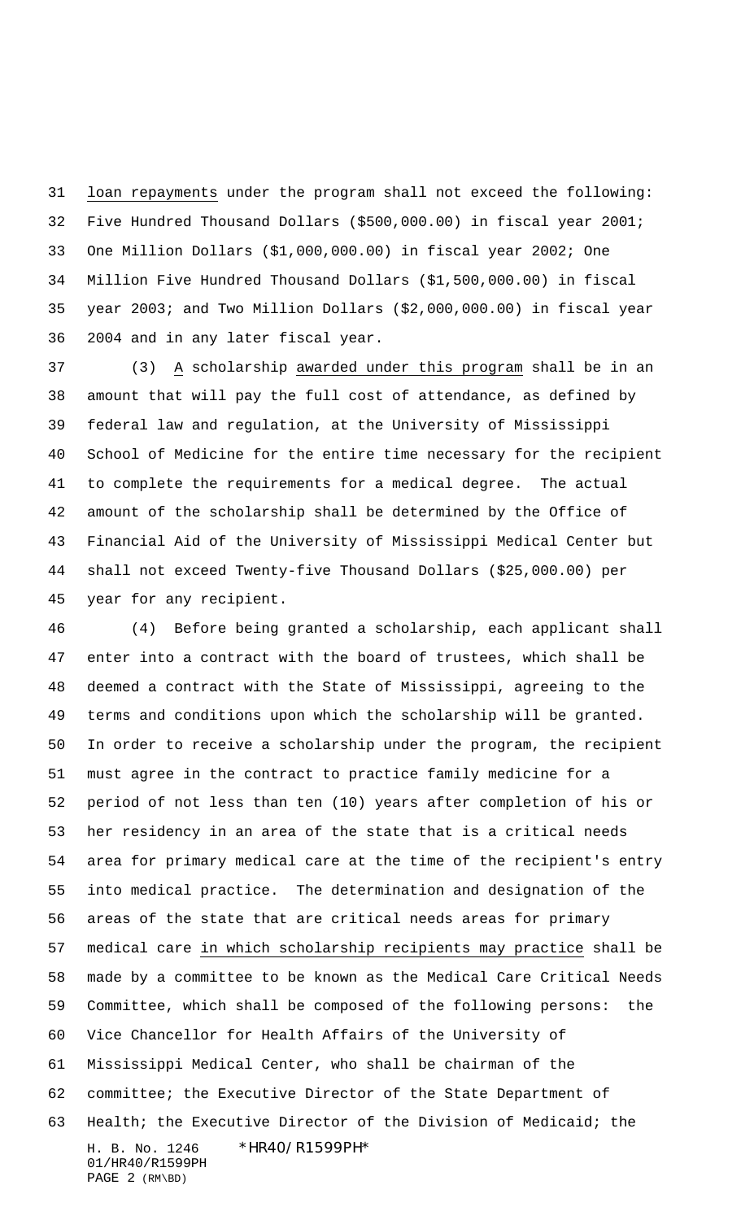loan repayments under the program shall not exceed the following: Five Hundred Thousand Dollars ($500,000.00) in fiscal year 2001; One Million Dollars ($1,000,000.00) in fiscal year 2002; One Million Five Hundred Thousand Dollars ($1,500,000.00) in fiscal year 2003; and Two Million Dollars ($2,000,000.00) in fiscal year 2004 and in any later fiscal year.

(3) A scholarship awarded under this program shall be in an amount that will pay the full cost of attendance, as defined by federal law and regulation, at the University of Mississippi School of Medicine for the entire time necessary for the recipient to complete the requirements for a medical degree. The actual amount of the scholarship shall be determined by the Office of Financial Aid of the University of Mississippi Medical Center but shall not exceed Twenty-five Thousand Dollars ($25,000.00) per year for any recipient.

(4) Before being granted a scholarship, each applicant shall enter into a contract with the board of trustees, which shall be deemed a contract with the State of Mississippi, agreeing to the terms and conditions upon which the scholarship will be granted. In order to receive a scholarship under the program, the recipient must agree in the contract to practice family medicine for a period of not less than ten (10) years after completion of his or her residency in an area of the state that is a critical needs area for primary medical care at the time of the recipient's entry into medical practice. The determination and designation of the areas of the state that are critical needs areas for primary medical care in which scholarship recipients may practice shall be made by a committee to be known as the Medical Care Critical Needs Committee, which shall be composed of the following persons: the Vice Chancellor for Health Affairs of the University of Mississippi Medical Center, who shall be chairman of the committee; the Executive Director of the State Department of Health; the Executive Director of the Division of Medicaid; the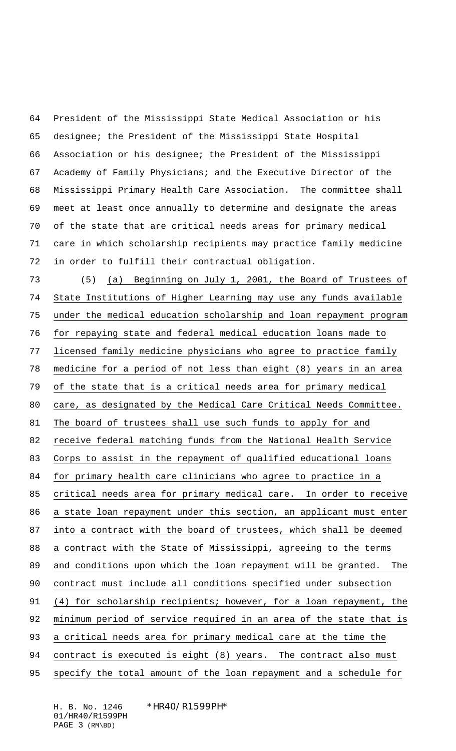President of the Mississippi State Medical Association or his designee; the President of the Mississippi State Hospital Association or his designee; the President of the Mississippi Academy of Family Physicians; and the Executive Director of the Mississippi Primary Health Care Association. The committee shall meet at least once annually to determine and designate the areas of the state that are critical needs areas for primary medical care in which scholarship recipients may practice family medicine in order to fulfill their contractual obligation.

(5) <u>(a) Beginning on July 1, 2001, the Board of Trustees of State Institutions of Higher Learning may use any funds available under the medical education scholarship and loan repayment program for repaying state and federal medical education loans made to licensed family medicine physicians who agree to practice family medicine for a period of not less than eight (8) years in an area of the state that is a critical needs area for primary medical care, as designated by the Medical Care Critical Needs Committee. The board of trustees shall use such funds to apply for and receive federal matching funds from the National Health Service Corps to assist in the repayment of qualified educational loans for primary health care clinicians who agree to practice in a critical needs area for primary medical care. In order to receive a state loan repayment under this section, an applicant must enter into a contract with the board of trustees, which shall be deemed a contract with the State of Mississippi, agreeing to the terms and conditions upon which the loan repayment will be granted. The contract must include all conditions specified under subsection (4) for scholarship recipients; however, for a loan repayment, the minimum period of service required in an area of the state that is a critical needs area for primary medical care at the time the contract is executed is eight (8) years. The contract also must specify the total amount of the loan repayment and a schedule for</u>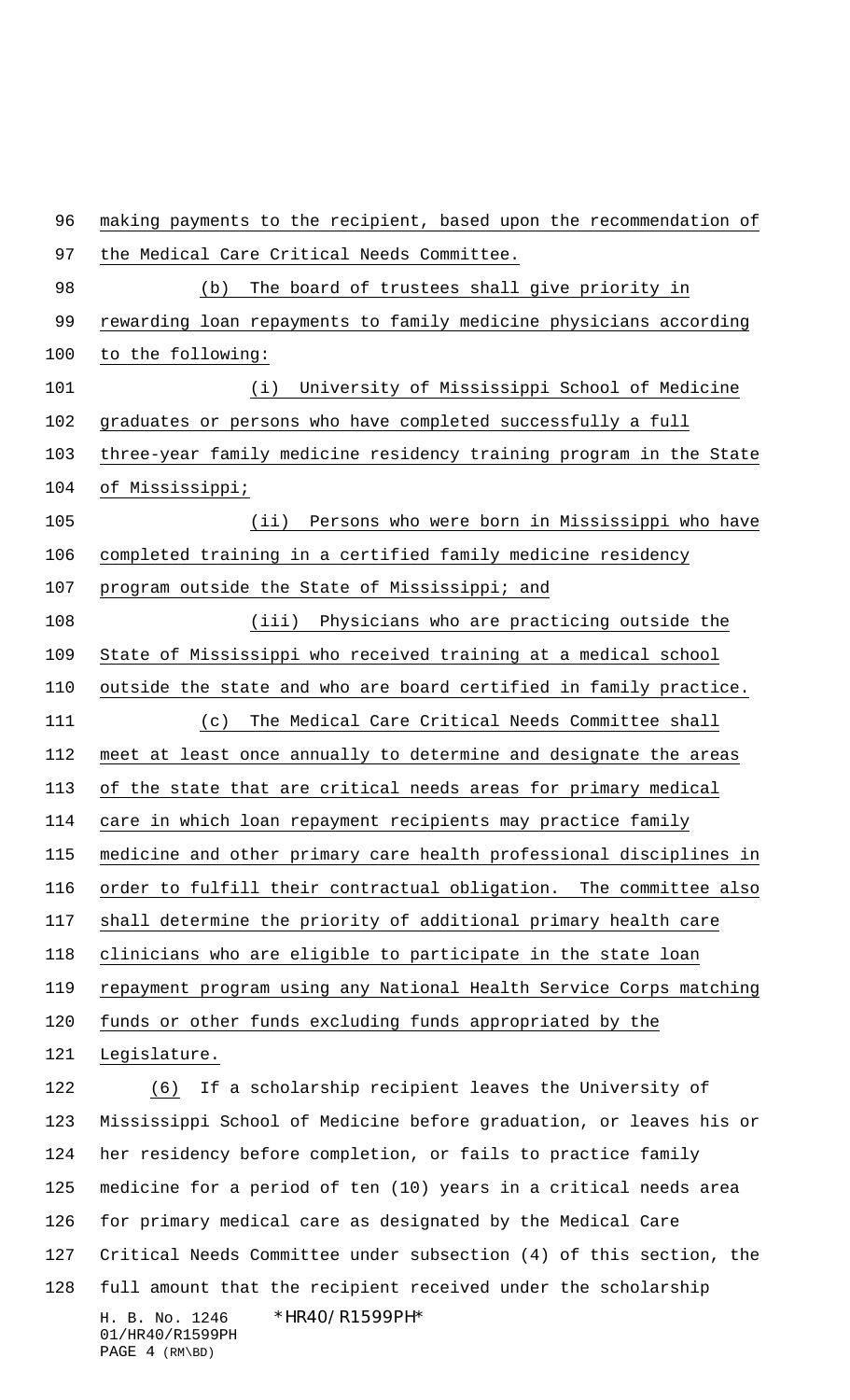making payments to the recipient, based upon the recommendation of the Medical Care Critical Needs Committee.

(b) The board of trustees shall give priority in rewarding loan repayments to family medicine physicians according to the following:

(i) University of Mississippi School of Medicine graduates or persons who have completed successfully a full three-year family medicine residency training program in the State of Mississippi;

(ii) Persons who were born in Mississippi who have completed training in a certified family medicine residency program outside the State of Mississippi; and

(iii) Physicians who are practicing outside the State of Mississippi who received training at a medical school outside the state and who are board certified in family practice.

(c) The Medical Care Critical Needs Committee shall meet at least once annually to determine and designate the areas of the state that are critical needs areas for primary medical care in which loan repayment recipients may practice family medicine and other primary care health professional disciplines in order to fulfill their contractual obligation. The committee also shall determine the priority of additional primary health care clinicians who are eligible to participate in the state loan repayment program using any National Health Service Corps matching funds or other funds excluding funds appropriated by the Legislature.

(6) If a scholarship recipient leaves the University of Mississippi School of Medicine before graduation, or leaves his or her residency before completion, or fails to practice family medicine for a period of ten (10) years in a critical needs area for primary medical care as designated by the Medical Care Critical Needs Committee under subsection (4) of this section, the full amount that the recipient received under the scholarship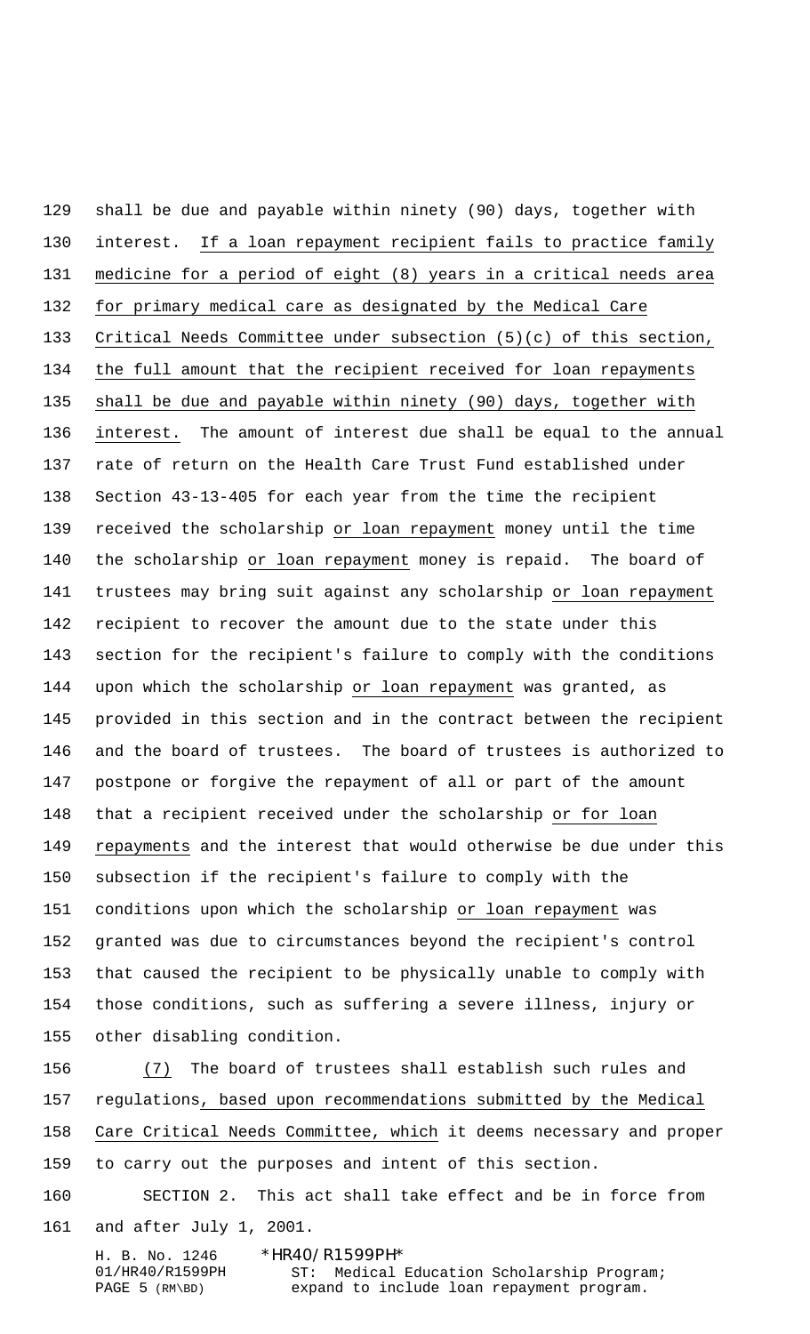shall be due and payable within ninety (90) days, together with interest. If a loan repayment recipient fails to practice family medicine for a period of eight (8) years in a critical needs area for primary medical care as designated by the Medical Care Critical Needs Committee under subsection (5)(c) of this section, the full amount that the recipient received for loan repayments shall be due and payable within ninety (90) days, together with interest. The amount of interest due shall be equal to the annual rate of return on the Health Care Trust Fund established under Section 43-13-405 for each year from the time the recipient received the scholarship or loan repayment money until the time the scholarship or loan repayment money is repaid. The board of trustees may bring suit against any scholarship or loan repayment recipient to recover the amount due to the state under this section for the recipient's failure to comply with the conditions upon which the scholarship or loan repayment was granted, as provided in this section and in the contract between the recipient and the board of trustees. The board of trustees is authorized to postpone or forgive the repayment of all or part of the amount that a recipient received under the scholarship or for loan repayments and the interest that would otherwise be due under this subsection if the recipient's failure to comply with the conditions upon which the scholarship or loan repayment was granted was due to circumstances beyond the recipient's control that caused the recipient to be physically unable to comply with those conditions, such as suffering a severe illness, injury or other disabling condition.

(7) The board of trustees shall establish such rules and regulations, based upon recommendations submitted by the Medical Care Critical Needs Committee, which it deems necessary and proper to carry out the purposes and intent of this section.

SECTION 2. This act shall take effect and be in force from and after July 1, 2001.